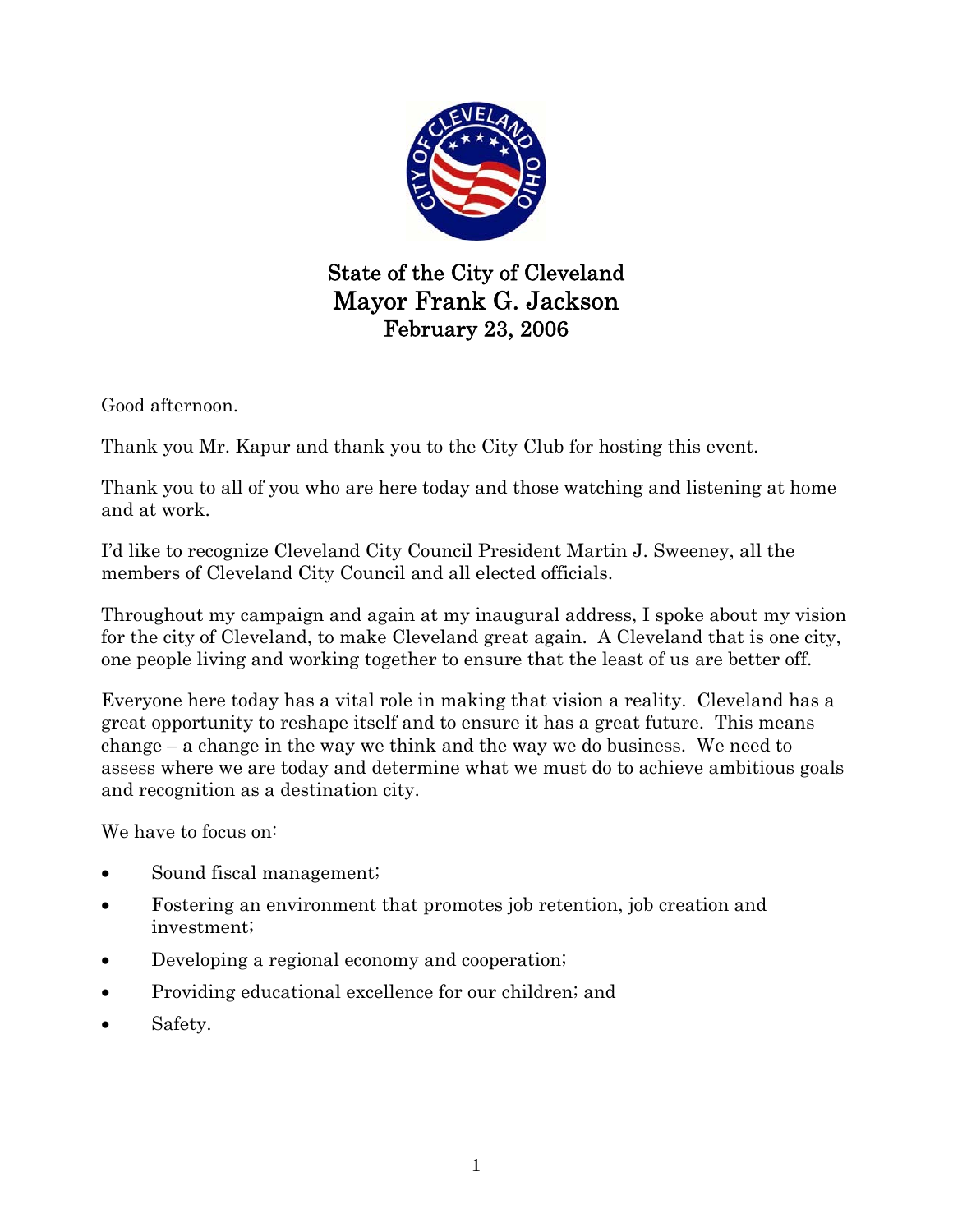# State of the City of Cleveland
## Mayor Frank G. Jackson
### February 23, 2006

Good afternoon.

Thank you Mr. Kapur and thank you to the City Club for hosting this event.

Thank you to all of you who are here today and those watching and listening at home and at work.

I'd like to recognize Cleveland City Council President Martin J. Sweeney, all the members of Cleveland City Council and all elected officials.

Throughout my campaign and again at my inaugural address, I spoke about my vision for the city of Cleveland, to make Cleveland great again. A Cleveland that is one city, one people living and working together to ensure that the least of us are better off.

Everyone here today has a vital role in making that vision a reality. Cleveland has a great opportunity to reshape itself and to ensure it has a great future. This means change – a change in the way we think and the way we do business. We need to assess where we are today and determine what we must do to achieve ambitious goals and recognition as a destination city.

We have to focus on:

- Sound fiscal management;
- Fostering an environment that promotes job retention, job creation and investment;
- Developing a regional economy and cooperation;
- Providing educational excellence for our children; and
- Safety.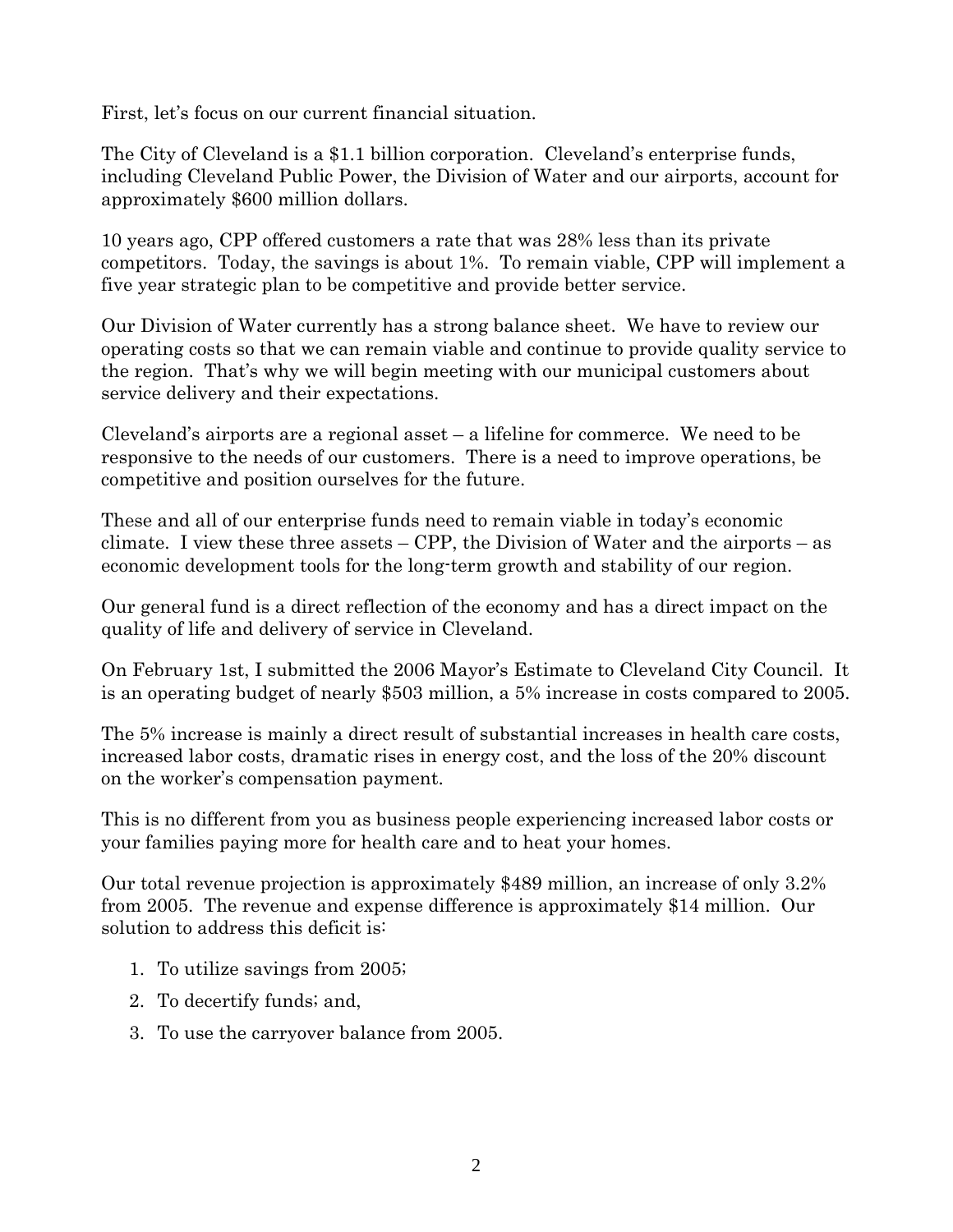First, let's focus on our current financial situation.

The City of Cleveland is a $1.1 billion corporation. Cleveland's enterprise funds, including Cleveland Public Power, the Division of Water and our airports, account for approximately $600 million dollars.

10 years ago, CPP offered customers a rate that was 28% less than its private competitors. Today, the savings is about 1%. To remain viable, CPP will implement a five year strategic plan to be competitive and provide better service.

Our Division of Water currently has a strong balance sheet. We have to review our operating costs so that we can remain viable and continue to provide quality service to the region. That's why we will begin meeting with our municipal customers about service delivery and their expectations.

Cleveland's airports are a regional asset – a lifeline for commerce. We need to be responsive to the needs of our customers. There is a need to improve operations, be competitive and position ourselves for the future.

These and all of our enterprise funds need to remain viable in today's economic climate. I view these three assets – CPP, the Division of Water and the airports – as economic development tools for the long-term growth and stability of our region.

Our general fund is a direct reflection of the economy and has a direct impact on the quality of life and delivery of service in Cleveland.

On February 1st, I submitted the 2006 Mayor's Estimate to Cleveland City Council. It is an operating budget of nearly $503 million, a 5% increase in costs compared to 2005.

The 5% increase is mainly a direct result of substantial increases in health care costs, increased labor costs, dramatic rises in energy cost, and the loss of the 20% discount on the worker's compensation payment.

This is no different from you as business people experiencing increased labor costs or your families paying more for health care and to heat your homes.

Our total revenue projection is approximately $489 million, an increase of only 3.2% from 2005. The revenue and expense difference is approximately $14 million. Our solution to address this deficit is:

1. To utilize savings from 2005;
2. To decertify funds; and,
3. To use the carryover balance from 2005.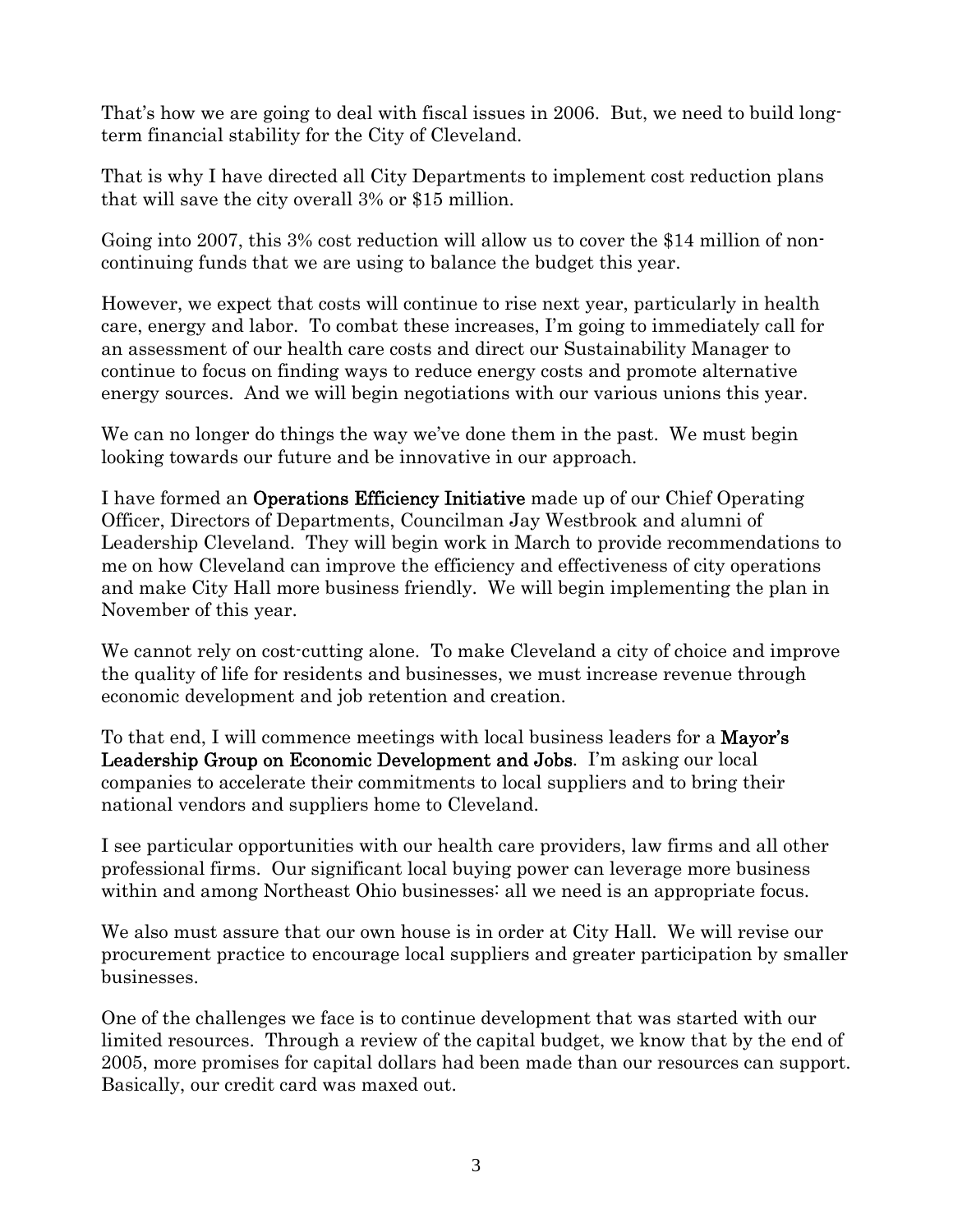That's how we are going to deal with fiscal issues in 2006. But, we need to build long-term financial stability for the City of Cleveland.

That is why I have directed all City Departments to implement cost reduction plans that will save the city overall 3% or $15 million.

Going into 2007, this 3% cost reduction will allow us to cover the $14 million of non-continuing funds that we are using to balance the budget this year.

However, we expect that costs will continue to rise next year, particularly in health care, energy and labor. To combat these increases, I'm going to immediately call for an assessment of our health care costs and direct our Sustainability Manager to continue to focus on finding ways to reduce energy costs and promote alternative energy sources. And we will begin negotiations with our various unions this year.

We can no longer do things the way we've done them in the past. We must begin looking towards our future and be innovative in our approach.

I have formed an **Operations Efficiency Initiative** made up of our Chief Operating Officer, Directors of Departments, Councilman Jay Westbrook and alumni of Leadership Cleveland. They will begin work in March to provide recommendations to me on how Cleveland can improve the efficiency and effectiveness of city operations and make City Hall more business friendly. We will begin implementing the plan in November of this year.

We cannot rely on cost-cutting alone. To make Cleveland a city of choice and improve the quality of life for residents and businesses, we must increase revenue through economic development and job retention and creation.

To that end, I will commence meetings with local business leaders for a **Mayor's Leadership Group on Economic Development and Jobs**. I'm asking our local companies to accelerate their commitments to local suppliers and to bring their national vendors and suppliers home to Cleveland.

I see particular opportunities with our health care providers, law firms and all other professional firms. Our significant local buying power can leverage more business within and among Northeast Ohio businesses: all we need is an appropriate focus.

We also must assure that our own house is in order at City Hall. We will revise our procurement practice to encourage local suppliers and greater participation by smaller businesses.

One of the challenges we face is to continue development that was started with our limited resources. Through a review of the capital budget, we know that by the end of 2005, more promises for capital dollars had been made than our resources can support. Basically, our credit card was maxed out.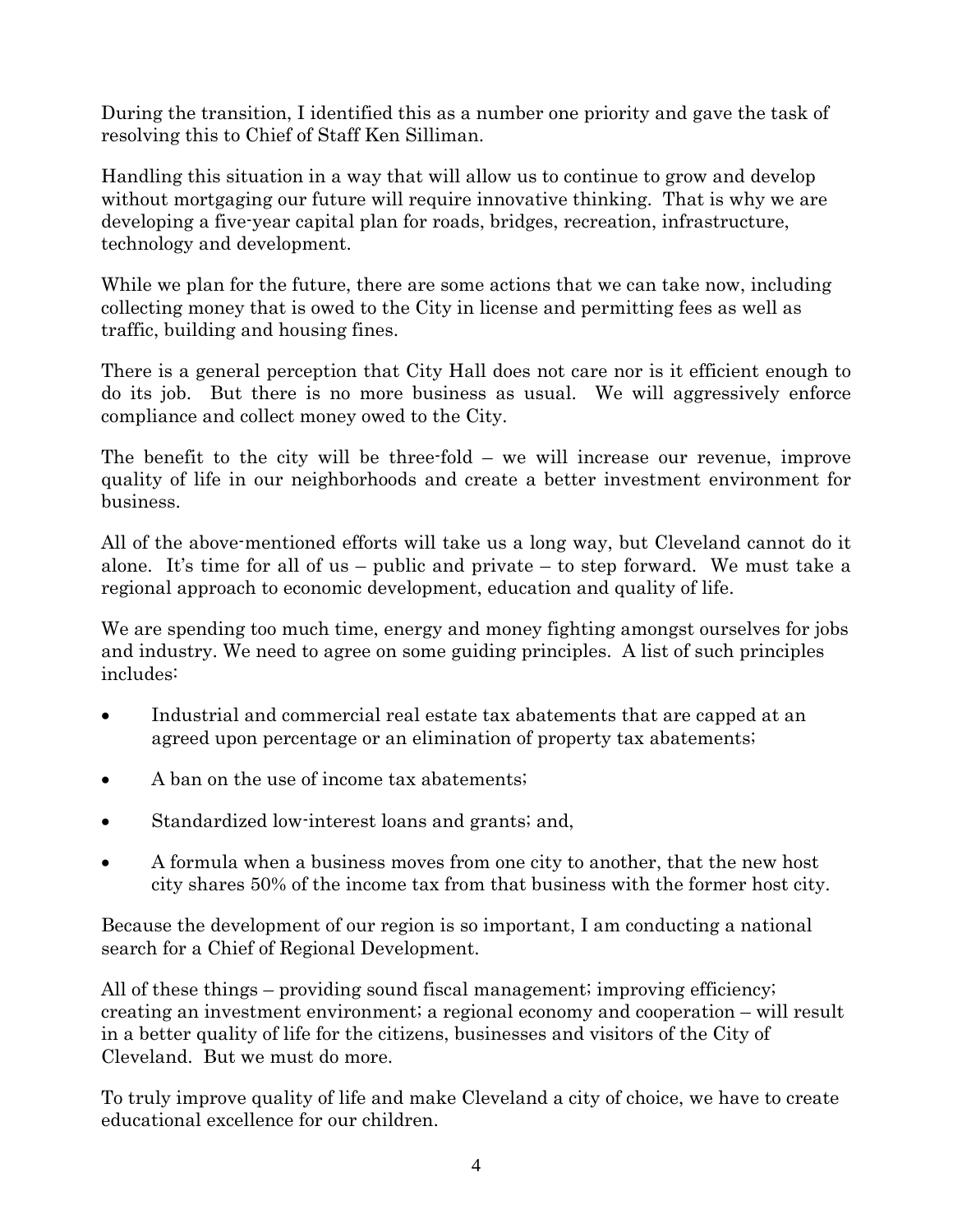During the transition, I identified this as a number one priority and gave the task of resolving this to Chief of Staff Ken Silliman.

Handling this situation in a way that will allow us to continue to grow and develop without mortgaging our future will require innovative thinking. That is why we are developing a five-year capital plan for roads, bridges, recreation, infrastructure, technology and development.

While we plan for the future, there are some actions that we can take now, including collecting money that is owed to the City in license and permitting fees as well as traffic, building and housing fines.

There is a general perception that City Hall does not care nor is it efficient enough to do its job. But there is no more business as usual. We will aggressively enforce compliance and collect money owed to the City.

The benefit to the city will be three-fold – we will increase our revenue, improve quality of life in our neighborhoods and create a better investment environment for business.

All of the above-mentioned efforts will take us a long way, but Cleveland cannot do it alone. It's time for all of us – public and private – to step forward. We must take a regional approach to economic development, education and quality of life.

We are spending too much time, energy and money fighting amongst ourselves for jobs and industry. We need to agree on some guiding principles. A list of such principles includes:

- Industrial and commercial real estate tax abatements that are capped at an agreed upon percentage or an elimination of property tax abatements;
- A ban on the use of income tax abatements;
- Standardized low-interest loans and grants; and,
- A formula when a business moves from one city to another, that the new host city shares 50% of the income tax from that business with the former host city.

Because the development of our region is so important, I am conducting a national search for a Chief of Regional Development.

All of these things – providing sound fiscal management; improving efficiency; creating an investment environment; a regional economy and cooperation – will result in a better quality of life for the citizens, businesses and visitors of the City of Cleveland. But we must do more.

To truly improve quality of life and make Cleveland a city of choice, we have to create educational excellence for our children.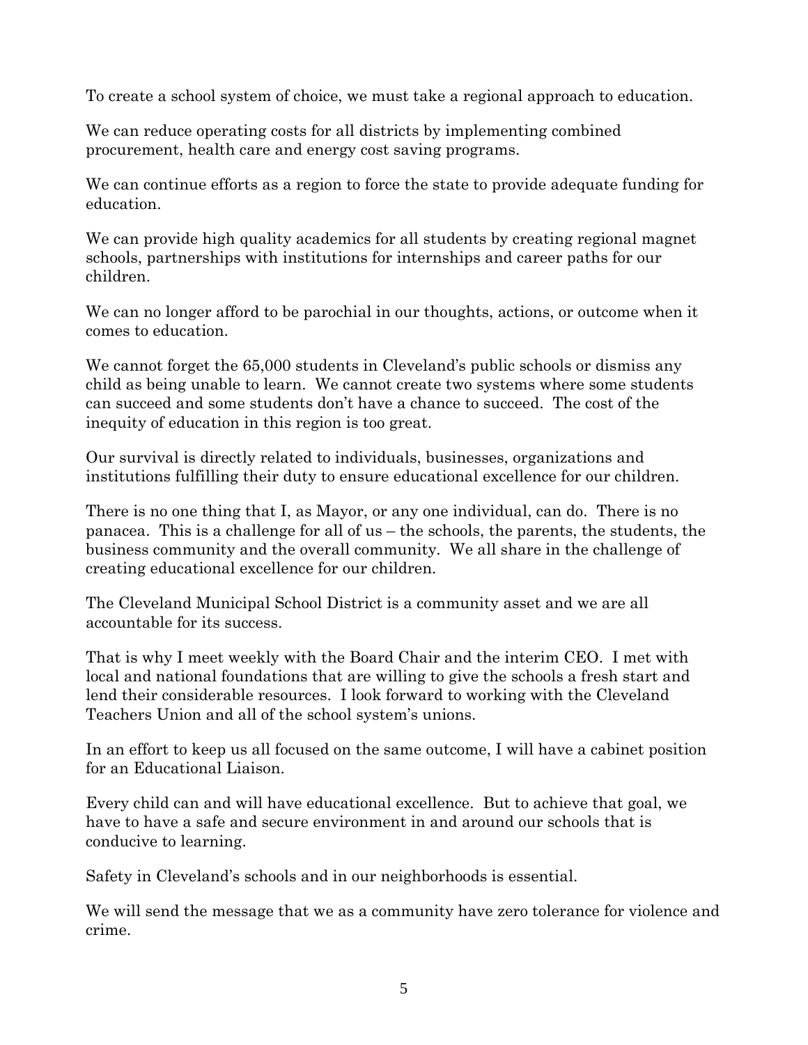To create a school system of choice, we must take a regional approach to education.

We can reduce operating costs for all districts by implementing combined procurement, health care and energy cost saving programs.

We can continue efforts as a region to force the state to provide adequate funding for education.

We can provide high quality academics for all students by creating regional magnet schools, partnerships with institutions for internships and career paths for our children.

We can no longer afford to be parochial in our thoughts, actions, or outcome when it comes to education.

We cannot forget the 65,000 students in Cleveland's public schools or dismiss any child as being unable to learn. We cannot create two systems where some students can succeed and some students don't have a chance to succeed. The cost of the inequity of education in this region is too great.

Our survival is directly related to individuals, businesses, organizations and institutions fulfilling their duty to ensure educational excellence for our children.

There is no one thing that I, as Mayor, or any one individual, can do. There is no panacea. This is a challenge for all of us – the schools, the parents, the students, the business community and the overall community. We all share in the challenge of creating educational excellence for our children.

The Cleveland Municipal School District is a community asset and we are all accountable for its success.

That is why I meet weekly with the Board Chair and the interim CEO. I met with local and national foundations that are willing to give the schools a fresh start and lend their considerable resources. I look forward to working with the Cleveland Teachers Union and all of the school system's unions.

In an effort to keep us all focused on the same outcome, I will have a cabinet position for an Educational Liaison.

Every child can and will have educational excellence. But to achieve that goal, we have to have a safe and secure environment in and around our schools that is conducive to learning.

Safety in Cleveland's schools and in our neighborhoods is essential.

We will send the message that we as a community have zero tolerance for violence and crime.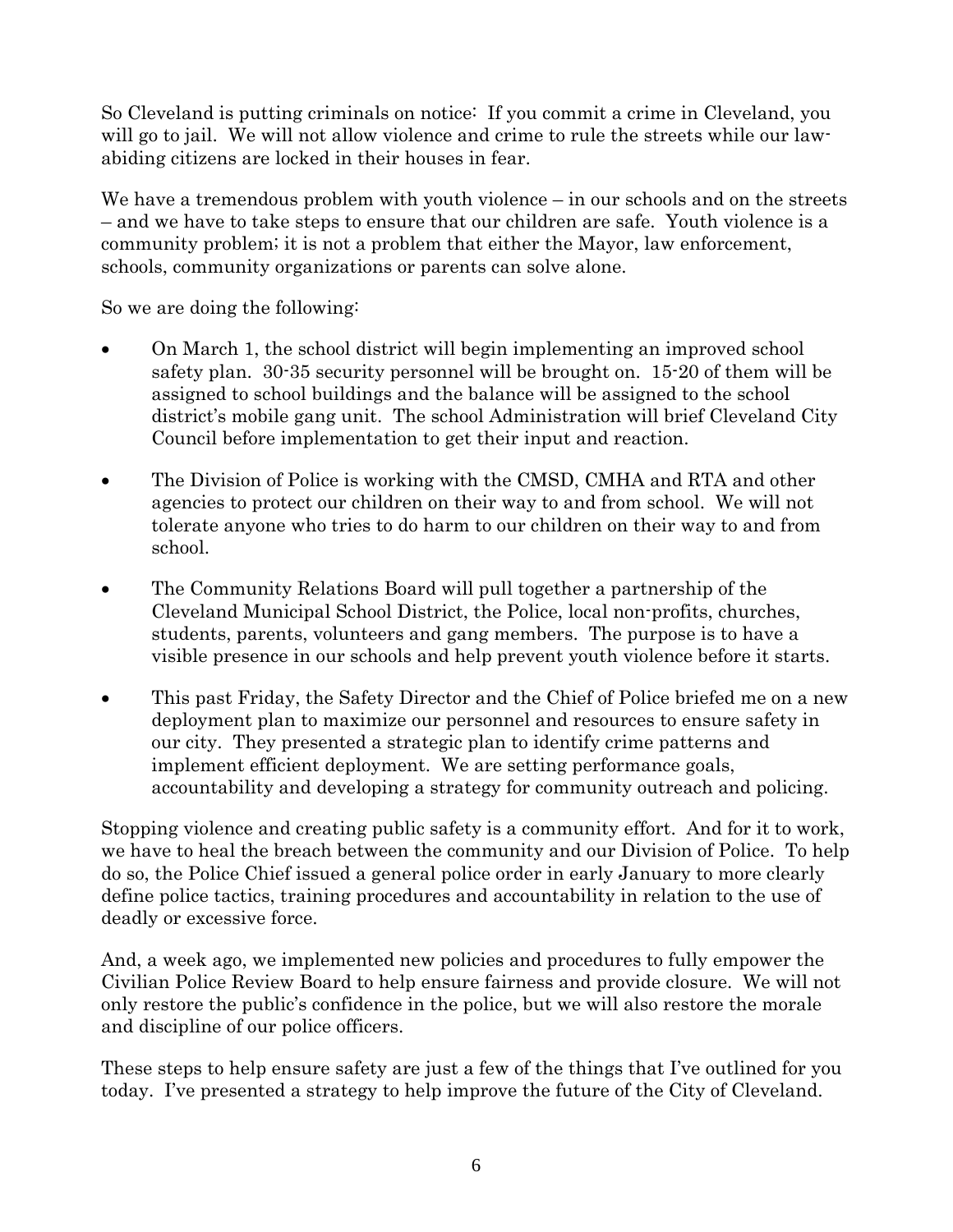So Cleveland is putting criminals on notice: If you commit a crime in Cleveland, you will go to jail. We will not allow violence and crime to rule the streets while our law-abiding citizens are locked in their houses in fear.

We have a tremendous problem with youth violence – in our schools and on the streets – and we have to take steps to ensure that our children are safe. Youth violence is a community problem; it is not a problem that either the Mayor, law enforcement, schools, community organizations or parents can solve alone.

So we are doing the following:

- On March 1, the school district will begin implementing an improved school safety plan. 30-35 security personnel will be brought on. 15-20 of them will be assigned to school buildings and the balance will be assigned to the school district's mobile gang unit. The school Administration will brief Cleveland City Council before implementation to get their input and reaction.
- The Division of Police is working with the CMSD, CMHA and RTA and other agencies to protect our children on their way to and from school. We will not tolerate anyone who tries to do harm to our children on their way to and from school.
- The Community Relations Board will pull together a partnership of the Cleveland Municipal School District, the Police, local non-profits, churches, students, parents, volunteers and gang members. The purpose is to have a visible presence in our schools and help prevent youth violence before it starts.
- This past Friday, the Safety Director and the Chief of Police briefed me on a new deployment plan to maximize our personnel and resources to ensure safety in our city. They presented a strategic plan to identify crime patterns and implement efficient deployment. We are setting performance goals, accountability and developing a strategy for community outreach and policing.

Stopping violence and creating public safety is a community effort. And for it to work, we have to heal the breach between the community and our Division of Police. To help do so, the Police Chief issued a general police order in early January to more clearly define police tactics, training procedures and accountability in relation to the use of deadly or excessive force.

And, a week ago, we implemented new policies and procedures to fully empower the Civilian Police Review Board to help ensure fairness and provide closure. We will not only restore the public's confidence in the police, but we will also restore the morale and discipline of our police officers.

These steps to help ensure safety are just a few of the things that I've outlined for you today. I've presented a strategy to help improve the future of the City of Cleveland.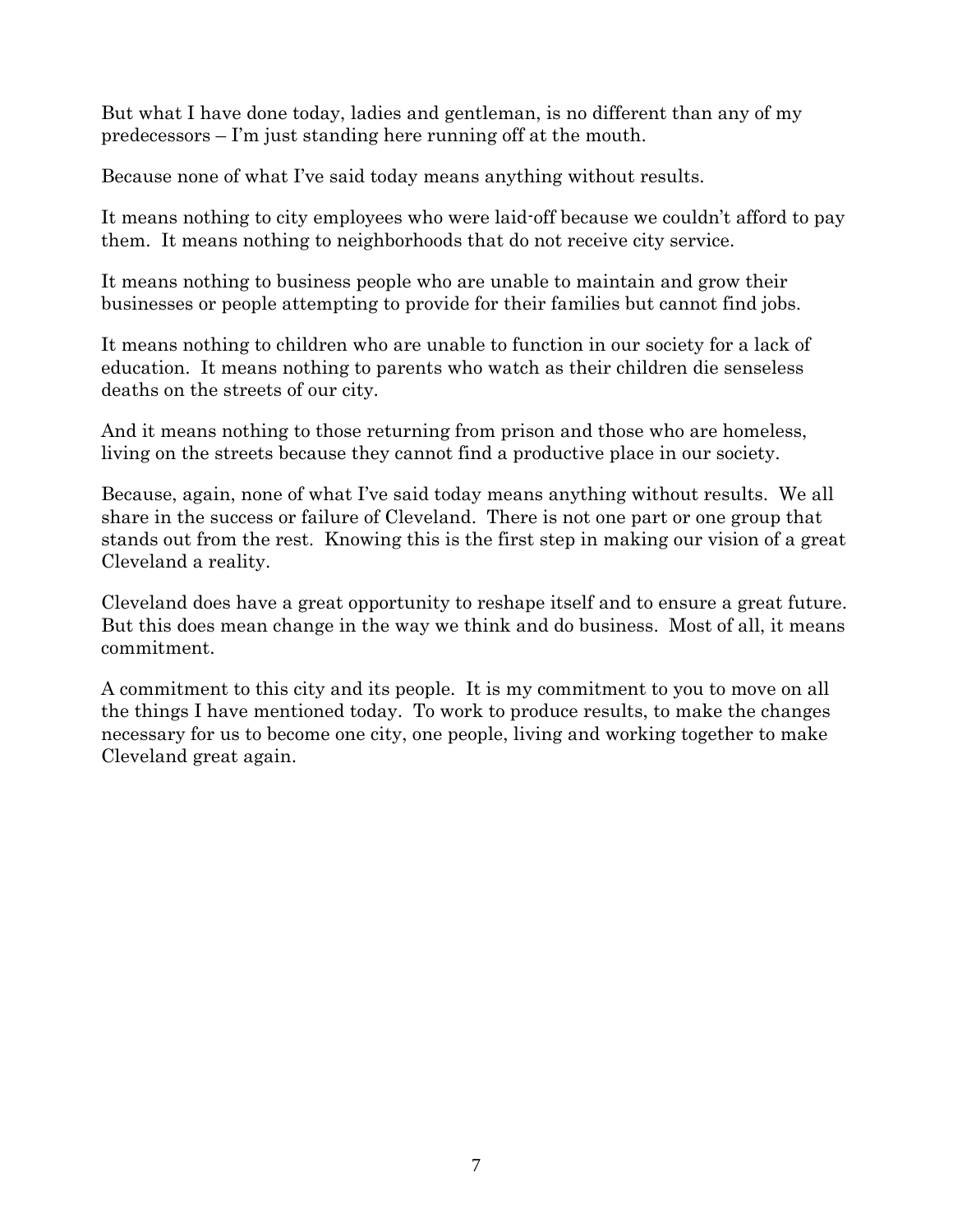But what I have done today, ladies and gentleman, is no different than any of my predecessors – I'm just standing here running off at the mouth.

Because none of what I've said today means anything without results.

It means nothing to city employees who were laid-off because we couldn't afford to pay them. It means nothing to neighborhoods that do not receive city service.

It means nothing to business people who are unable to maintain and grow their businesses or people attempting to provide for their families but cannot find jobs.

It means nothing to children who are unable to function in our society for a lack of education. It means nothing to parents who watch as their children die senseless deaths on the streets of our city.

And it means nothing to those returning from prison and those who are homeless, living on the streets because they cannot find a productive place in our society.

Because, again, none of what I've said today means anything without results. We all share in the success or failure of Cleveland. There is not one part or one group that stands out from the rest. Knowing this is the first step in making our vision of a great Cleveland a reality.

Cleveland does have a great opportunity to reshape itself and to ensure a great future. But this does mean change in the way we think and do business. Most of all, it means commitment.

A commitment to this city and its people. It is my commitment to you to move on all the things I have mentioned today. To work to produce results, to make the changes necessary for us to become one city, one people, living and working together to make Cleveland great again.